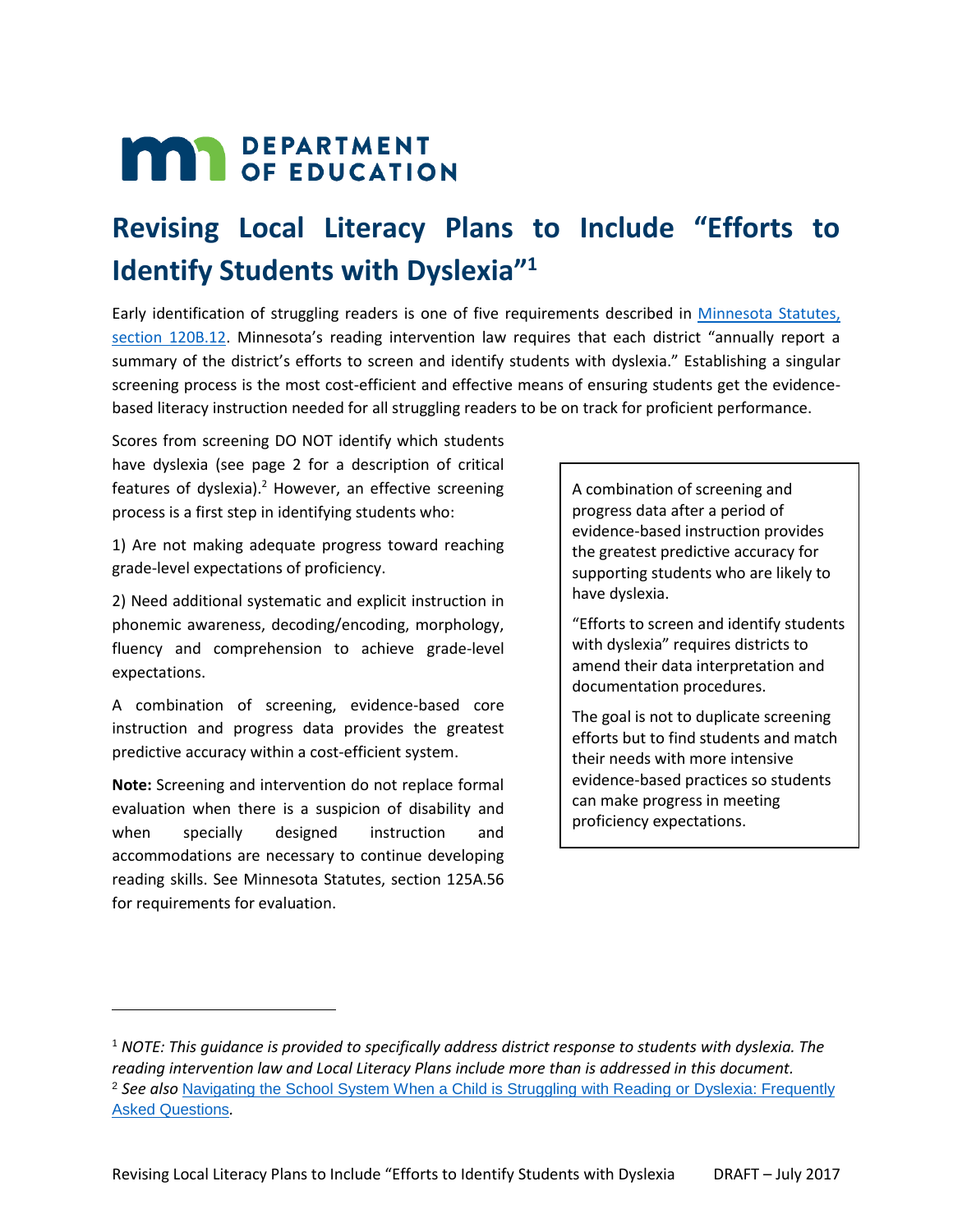# Revising Local Literacy Plans to Include "Efforts to Identify Students with Dyslexia"[1]

Early identification of struggling readers is one of five requirements described in [Minnesota Statutes, section 120B.12](). Minnesota's reading intervention law requires that each district "annually report a summary of the district's efforts to screen and identify students with dyslexia." Establishing a singular screening process is the most cost-efficient and effective means of ensuring students get the evidence-based literacy instruction needed for all struggling readers to be on track for proficient performance.

Scores from screening DO NOT identify which students have dyslexia (see page 2 for a description of critical features of dyslexia).[2] However, an effective screening process is a first step in identifying students who:

1) Are not making adequate progress toward reaching grade-level expectations of proficiency.

2) Need additional systematic and explicit instruction in phonemic awareness, decoding/encoding, morphology, fluency and comprehension to achieve grade-level expectations.

A combination of screening, evidence-based core instruction and progress data provides the greatest predictive accuracy within a cost-efficient system.

**Note:** Screening and intervention do not replace formal evaluation when there is a suspicion of disability and when specially designed instruction and accommodations are necessary to continue developing reading skills. See Minnesota Statutes, section 125A.56 for requirements for evaluation.

> A combination of screening and progress data after a period of evidence-based instruction provides the greatest predictive accuracy for supporting students who are likely to have dyslexia.
>
> "Efforts to screen and identify students with dyslexia" requires districts to amend their data interpretation and documentation procedures.
>
> The goal is not to duplicate screening efforts but to find students and match their needs with more intensive evidence-based practices so students can make progress in meeting proficiency expectations.

---

[1] *NOTE: This guidance is provided to specifically address district response to students with dyslexia. The reading intervention law and Local Literacy Plans include more than is addressed in this document.*

[2] *See also* [Navigating the School System When a Child is Struggling with Reading or Dyslexia: Frequently Asked Questions]().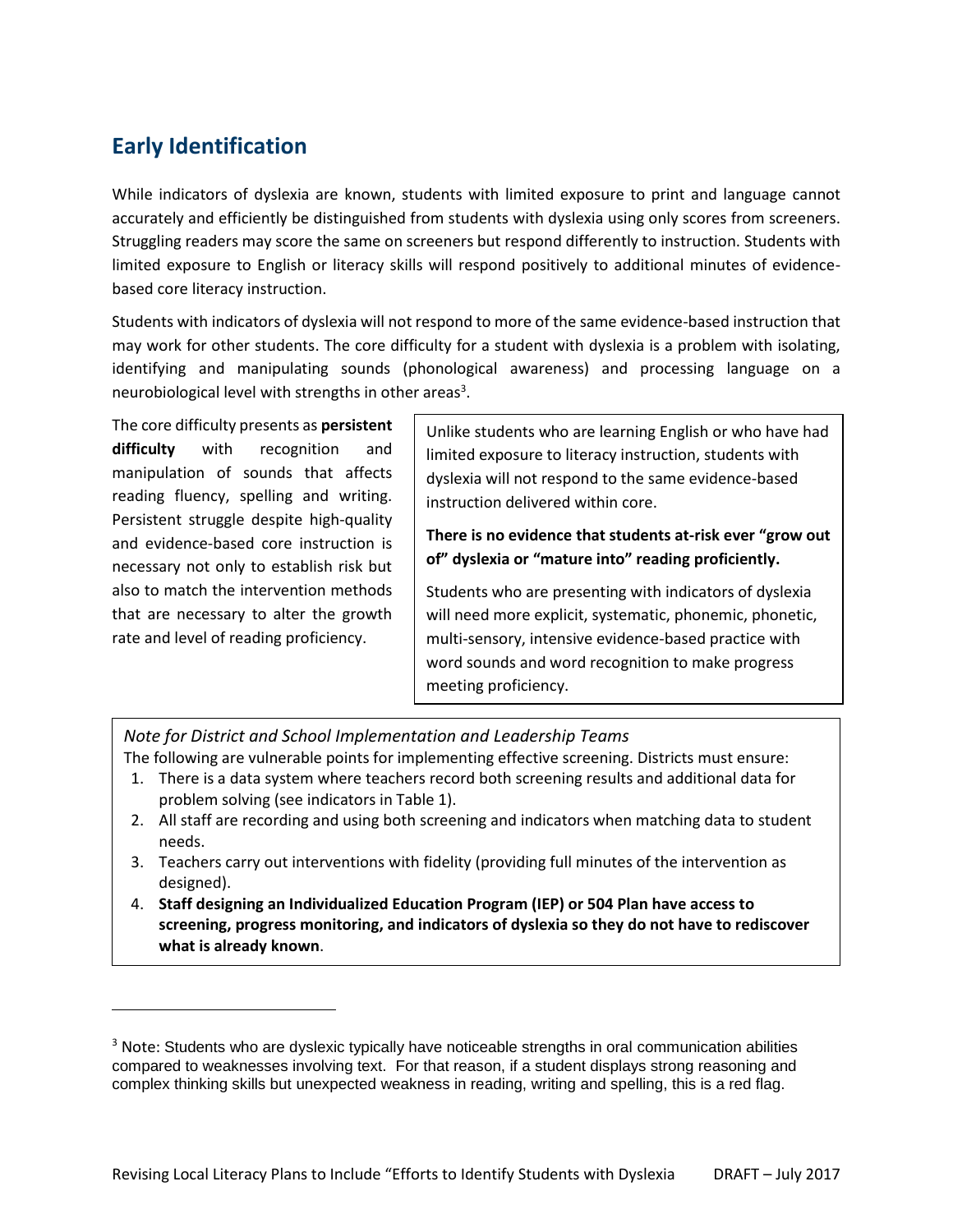## Early Identification

While indicators of dyslexia are known, students with limited exposure to print and language cannot accurately and efficiently be distinguished from students with dyslexia using only scores from screeners. Struggling readers may score the same on screeners but respond differently to instruction. Students with limited exposure to English or literacy skills will respond positively to additional minutes of evidence-based core literacy instruction.

Students with indicators of dyslexia will not respond to more of the same evidence-based instruction that may work for other students. The core difficulty for a student with dyslexia is a problem with isolating, identifying and manipulating sounds (phonological awareness) and processing language on a neurobiological level with strengths in other areas[3].

The core difficulty presents as **persistent difficulty** with recognition and manipulation of sounds that affects reading fluency, spelling and writing. Persistent struggle despite high-quality and evidence-based core instruction is necessary not only to establish risk but also to match the intervention methods that are necessary to alter the growth rate and level of reading proficiency.

> Unlike students who are learning English or who have had limited exposure to literacy instruction, students with dyslexia will not respond to the same evidence-based instruction delivered within core.
>
> **There is no evidence that students at-risk ever "grow out of" dyslexia or "mature into" reading proficiently.**
>
> Students who are presenting with indicators of dyslexia will need more explicit, systematic, phonemic, phonetic, multi-sensory, intensive evidence-based practice with word sounds and word recognition to make progress meeting proficiency.

> *Note for District and School Implementation and Leadership Teams*
>
> The following are vulnerable points for implementing effective screening. Districts must ensure:
>
> 1. There is a data system where teachers record both screening results and additional data for problem solving (see indicators in Table 1).
> 2. All staff are recording and using both screening and indicators when matching data to student needs.
> 3. Teachers carry out interventions with fidelity (providing full minutes of the intervention as designed).
> 4. **Staff designing an Individualized Education Program (IEP) or 504 Plan have access to screening, progress monitoring, and indicators of dyslexia so they do not have to rediscover what is already known**.

[3] Note: Students who are dyslexic typically have noticeable strengths in oral communication abilities compared to weaknesses involving text. For that reason, if a student displays strong reasoning and complex thinking skills but unexpected weakness in reading, writing and spelling, this is a red flag.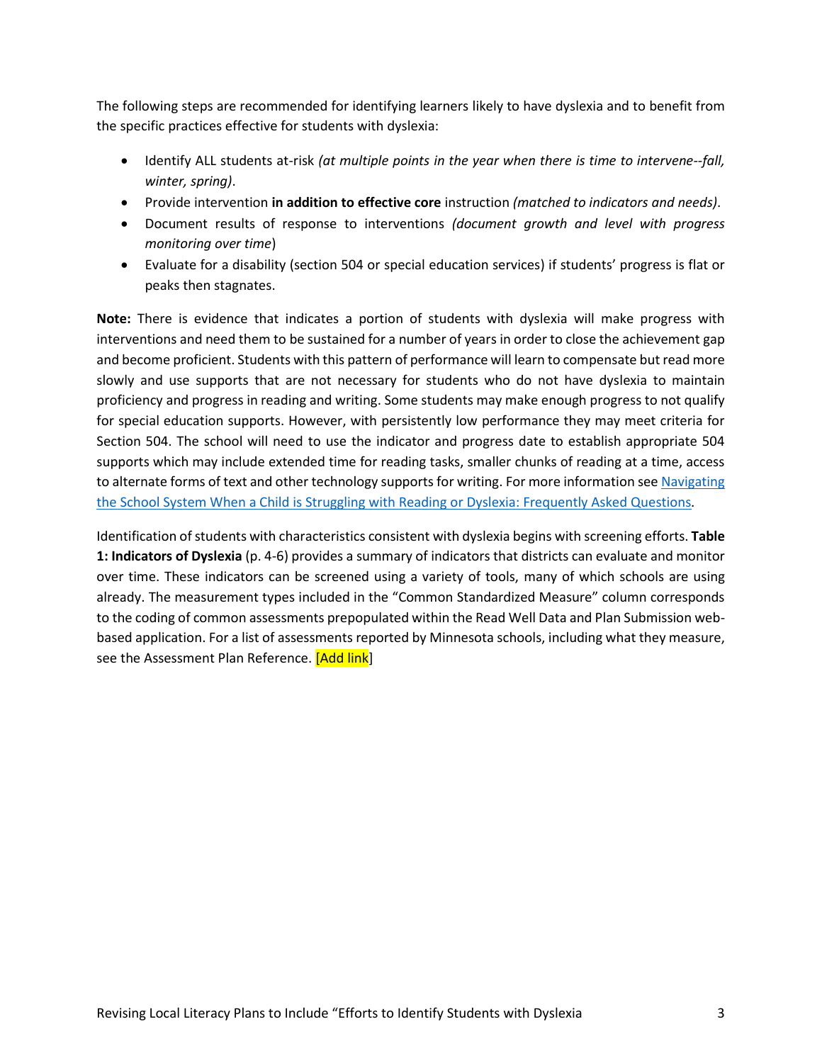The following steps are recommended for identifying learners likely to have dyslexia and to benefit from the specific practices effective for students with dyslexia:

- Identify ALL students at-risk *(at multiple points in the year when there is time to intervene--fall, winter, spring)*.
- Provide intervention **in addition to effective core** instruction *(matched to indicators and needs)*.
- Document results of response to interventions *(document growth and level with progress monitoring over time)*
- Evaluate for a disability (section 504 or special education services) if students' progress is flat or peaks then stagnates.

**Note:** There is evidence that indicates a portion of students with dyslexia will make progress with interventions and need them to be sustained for a number of years in order to close the achievement gap and become proficient. Students with this pattern of performance will learn to compensate but read more slowly and use supports that are not necessary for students who do not have dyslexia to maintain proficiency and progress in reading and writing. Some students may make enough progress to not qualify for special education supports. However, with persistently low performance they may meet criteria for Section 504. The school will need to use the indicator and progress date to establish appropriate 504 supports which may include extended time for reading tasks, smaller chunks of reading at a time, access to alternate forms of text and other technology supports for writing. For more information see Navigating the School System When a Child is Struggling with Reading or Dyslexia: Frequently Asked Questions.

Identification of students with characteristics consistent with dyslexia begins with screening efforts. **Table 1: Indicators of Dyslexia** (p. 4-6) provides a summary of indicators that districts can evaluate and monitor over time. These indicators can be screened using a variety of tools, many of which schools are using already. The measurement types included in the "Common Standardized Measure" column corresponds to the coding of common assessments prepopulated within the Read Well Data and Plan Submission web-based application. For a list of assessments reported by Minnesota schools, including what they measure, see the Assessment Plan Reference. [Add link]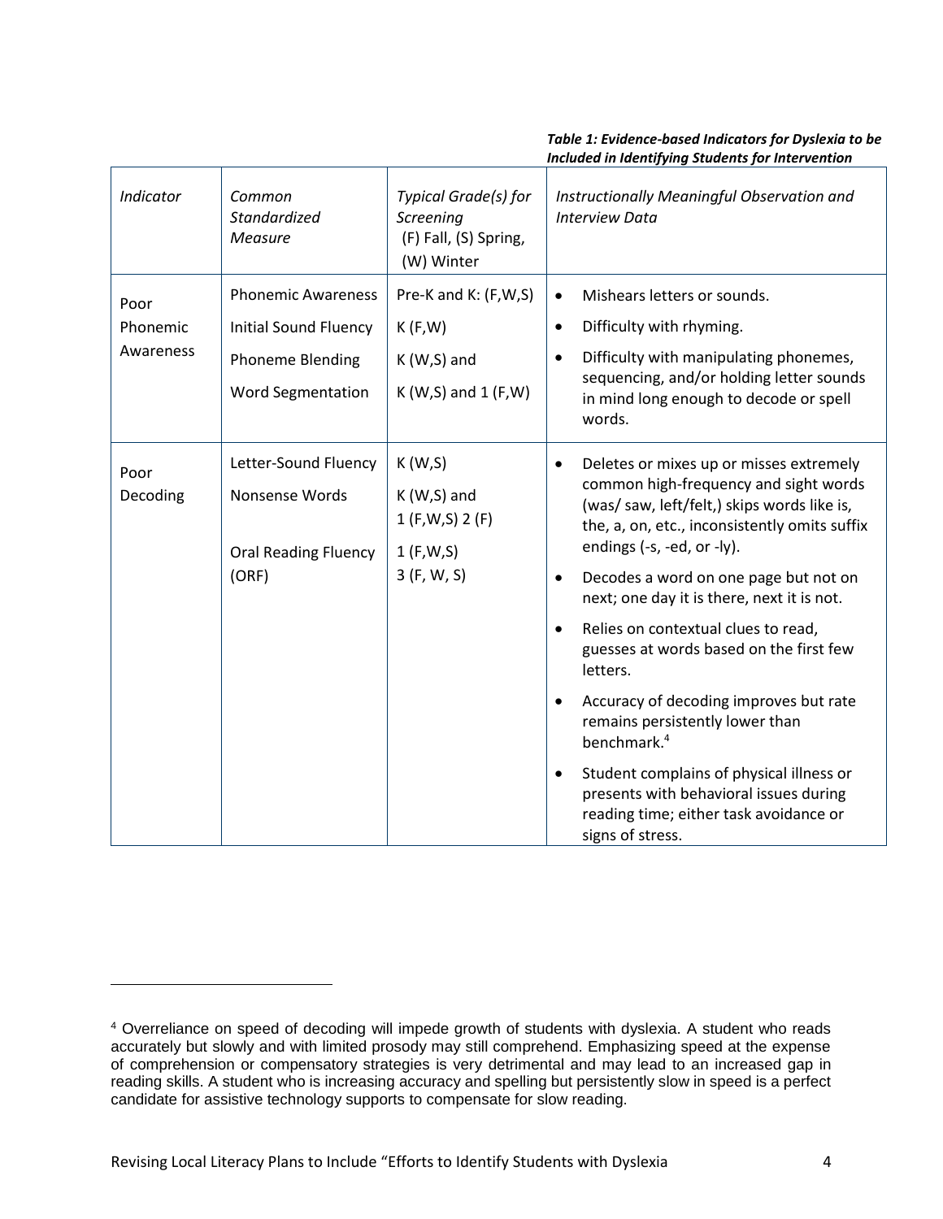***Table 1: Evidence-based Indicators for Dyslexia to be Included in Identifying Students for Intervention***

| *Indicator* | *Common Standardized Measure* | *Typical Grade(s) for Screening (F) Fall, (S) Spring, (W) Winter* | *Instructionally Meaningful Observation and Interview Data* |
|---|---|---|---|
| Poor Phonemic Awareness | Phonemic Awareness<br>Initial Sound Fluency<br>Phoneme Blending<br>Word Segmentation | Pre-K and K: (F,W,S)<br>K (F,W)<br>K (W,S) and<br>K (W,S) and 1 (F,W) | • Mishears letters or sounds.<br>• Difficulty with rhyming.<br>• Difficulty with manipulating phonemes, sequencing, and/or holding letter sounds in mind long enough to decode or spell words. |
| Poor Decoding | Letter-Sound Fluency<br>Nonsense Words<br>Oral Reading Fluency (ORF) | K (W,S)<br>K (W,S) and 1 (F,W,S) 2 (F)<br>1 (F,W,S)<br>3 (F, W, S) | • Deletes or mixes up or misses extremely common high-frequency and sight words (was/ saw, left/felt,) skips words like is, the, a, on, etc., inconsistently omits suffix endings (-s, -ed, or -ly).<br>• Decodes a word on one page but not on next; one day it is there, next it is not.<br>• Relies on contextual clues to read, guesses at words based on the first few letters.<br>• Accuracy of decoding improves but rate remains persistently lower than benchmark.[4]<br>• Student complains of physical illness or presents with behavioral issues during reading time; either task avoidance or signs of stress. |

[4] Overreliance on speed of decoding will impede growth of students with dyslexia. A student who reads accurately but slowly and with limited prosody may still comprehend. Emphasizing speed at the expense of comprehension or compensatory strategies is very detrimental and may lead to an increased gap in reading skills. A student who is increasing accuracy and spelling but persistently slow in speed is a perfect candidate for assistive technology supports to compensate for slow reading.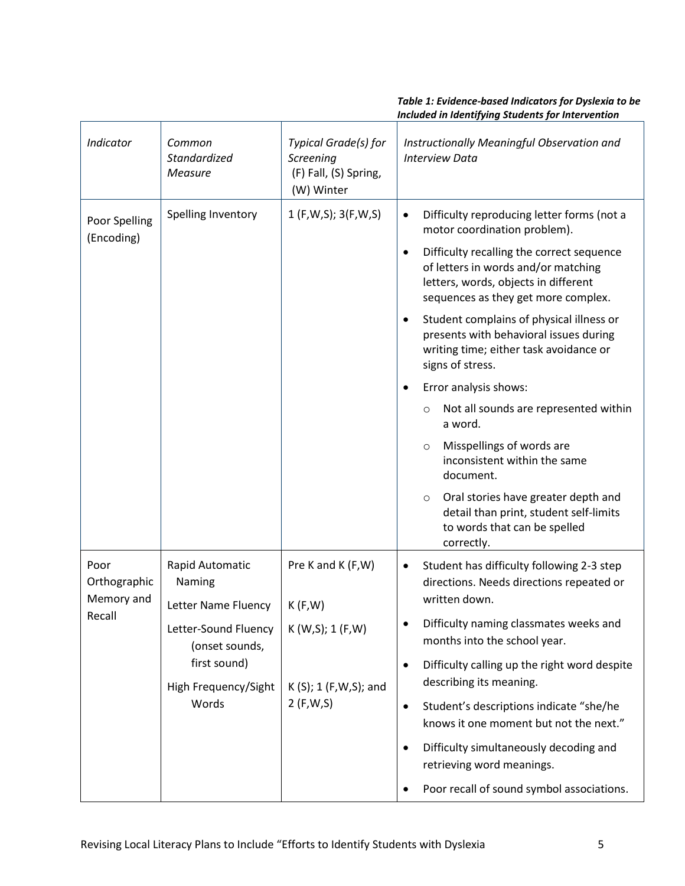***Table 1: Evidence-based Indicators for Dyslexia to be Included in Identifying Students for Intervention***

| *Indicator* | *Common Standardized Measure* | *Typical Grade(s) for Screening* (F) Fall, (S) Spring, (W) Winter | *Instructionally Meaningful Observation and Interview Data* |
|---|---|---|---|
| Poor Spelling (Encoding) | Spelling Inventory | 1 (F,W,S); 3(F,W,S) | • Difficulty reproducing letter forms (not a motor coordination problem).<br>• Difficulty recalling the correct sequence of letters in words and/or matching letters, words, objects in different sequences as they get more complex.<br>• Student complains of physical illness or presents with behavioral issues during writing time; either task avoidance or signs of stress.<br>• Error analysis shows:<br>&nbsp;&nbsp;○ Not all sounds are represented within a word.<br>&nbsp;&nbsp;○ Misspellings of words are inconsistent within the same document.<br>&nbsp;&nbsp;○ Oral stories have greater depth and detail than print, student self-limits to words that can be spelled correctly. |
| Poor Orthographic Memory and Recall | Rapid Automatic Naming<br>Letter Name Fluency<br>Letter-Sound Fluency (onset sounds, first sound)<br>High Frequency/Sight Words | Pre K and K (F,W)<br>K (F,W)<br>K (W,S); 1 (F,W)<br>K (S); 1 (F,W,S); and 2 (F,W,S) | • Student has difficulty following 2-3 step directions. Needs directions repeated or written down.<br>• Difficulty naming classmates weeks and months into the school year.<br>• Difficulty calling up the right word despite describing its meaning.<br>• Student's descriptions indicate "she/he knows it one moment but not the next."<br>• Difficulty simultaneously decoding and retrieving word meanings.<br>• Poor recall of sound symbol associations. |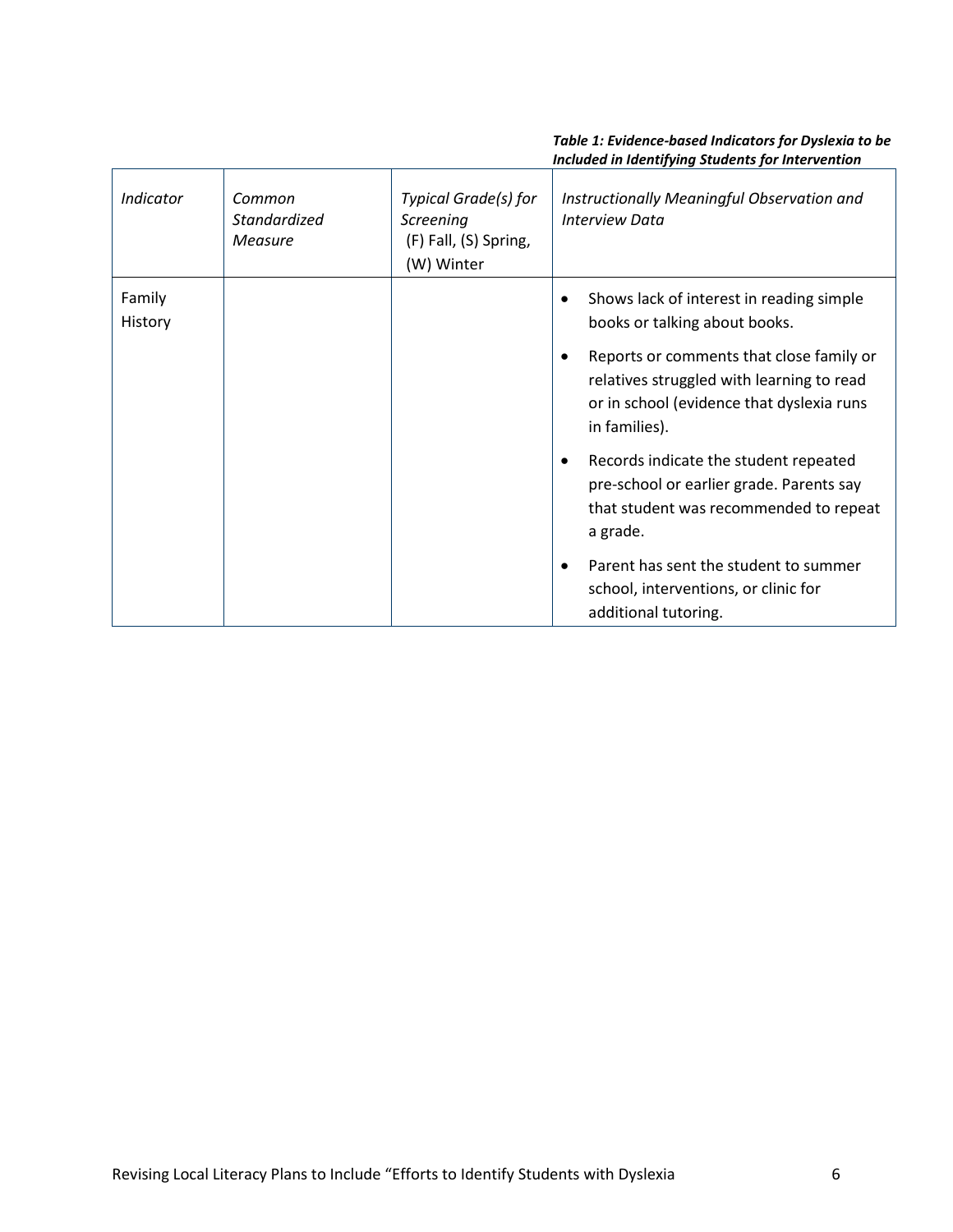***Table 1: Evidence-based Indicators for Dyslexia to be Included in Identifying Students for Intervention***

| *Indicator* | *Common Standardized Measure* | *Typical Grade(s) for Screening* (F) Fall, (S) Spring, (W) Winter | *Instructionally Meaningful Observation and Interview Data* |
|---|---|---|---|
| Family History | | | • Shows lack of interest in reading simple books or talking about books.<br>• Reports or comments that close family or relatives struggled with learning to read or in school (evidence that dyslexia runs in families).<br>• Records indicate the student repeated pre-school or earlier grade. Parents say that student was recommended to repeat a grade.<br>• Parent has sent the student to summer school, interventions, or clinic for additional tutoring. |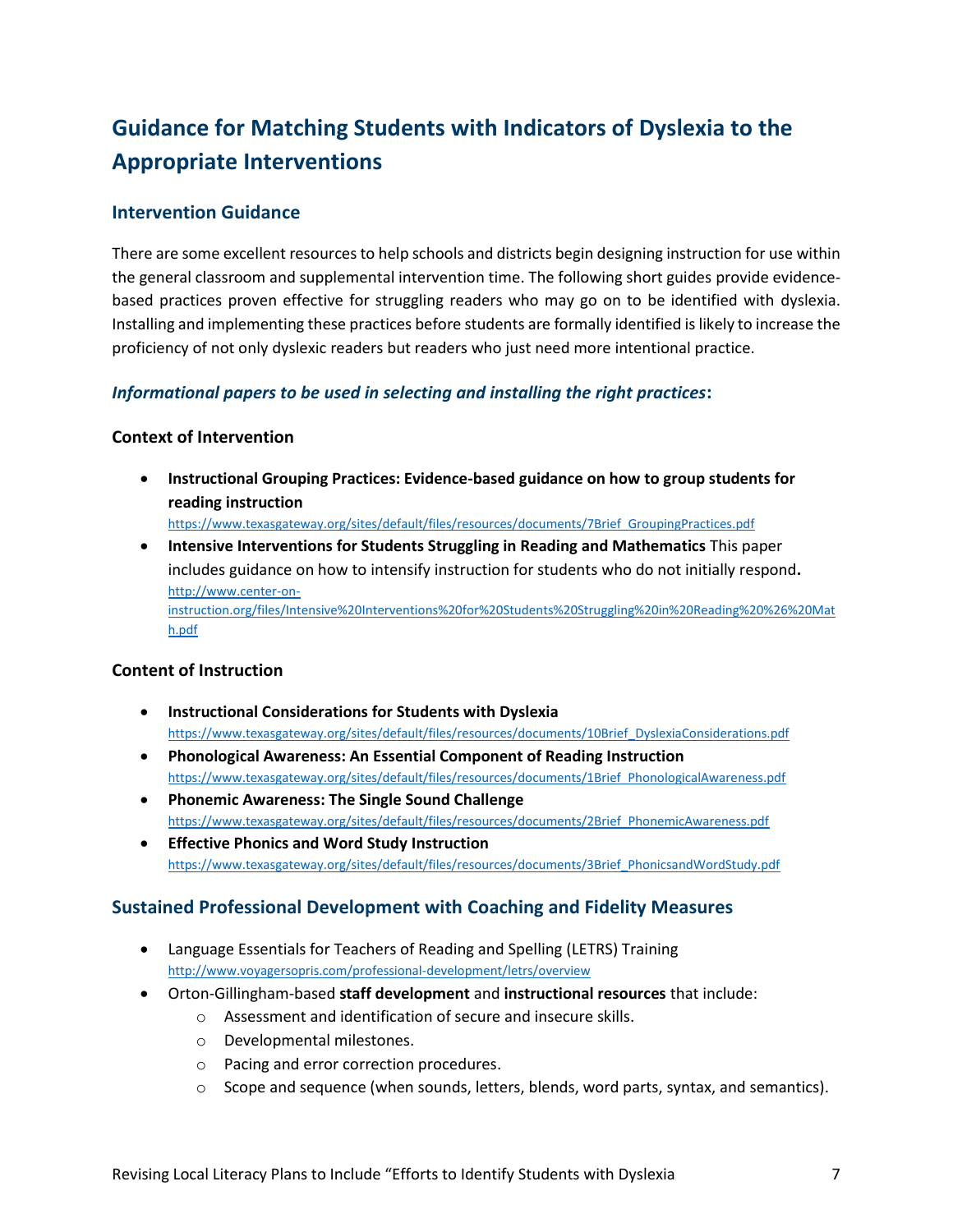# Guidance for Matching Students with Indicators of Dyslexia to the Appropriate Interventions

## Intervention Guidance

There are some excellent resources to help schools and districts begin designing instruction for use within the general classroom and supplemental intervention time. The following short guides provide evidence-based practices proven effective for struggling readers who may go on to be identified with dyslexia. Installing and implementing these practices before students are formally identified is likely to increase the proficiency of not only dyslexic readers but readers who just need more intentional practice.

### ***Informational papers to be used in selecting and installing the right practices*:**

#### Context of Intervention

- **Instructional Grouping Practices: Evidence-based guidance on how to group students for reading instruction**
  https://www.texasgateway.org/sites/default/files/resources/documents/7Brief_GroupingPractices.pdf
- **Intensive Interventions for Students Struggling in Reading and Mathematics** This paper includes guidance on how to intensify instruction for students who do not initially respond**.**
  http://www.center-on-instruction.org/files/Intensive%20Interventions%20for%20Students%20Struggling%20in%20Reading%20%26%20Math.pdf

#### Content of Instruction

- **Instructional Considerations for Students with Dyslexia**
  https://www.texasgateway.org/sites/default/files/resources/documents/10Brief_DyslexiaConsiderations.pdf
- **Phonological Awareness: An Essential Component of Reading Instruction**
  https://www.texasgateway.org/sites/default/files/resources/documents/1Brief_PhonologicalAwareness.pdf
- **Phonemic Awareness: The Single Sound Challenge**
  https://www.texasgateway.org/sites/default/files/resources/documents/2Brief_PhonemicAwareness.pdf
- **Effective Phonics and Word Study Instruction**
  https://www.texasgateway.org/sites/default/files/resources/documents/3Brief_PhonicsandWordStudy.pdf

## Sustained Professional Development with Coaching and Fidelity Measures

- Language Essentials for Teachers of Reading and Spelling (LETRS) Training
  http://www.voyagersopris.com/professional-development/letrs/overview
- Orton-Gillingham-based **staff development** and **instructional resources** that include:
  - Assessment and identification of secure and insecure skills.
  - Developmental milestones.
  - Pacing and error correction procedures.
  - Scope and sequence (when sounds, letters, blends, word parts, syntax, and semantics).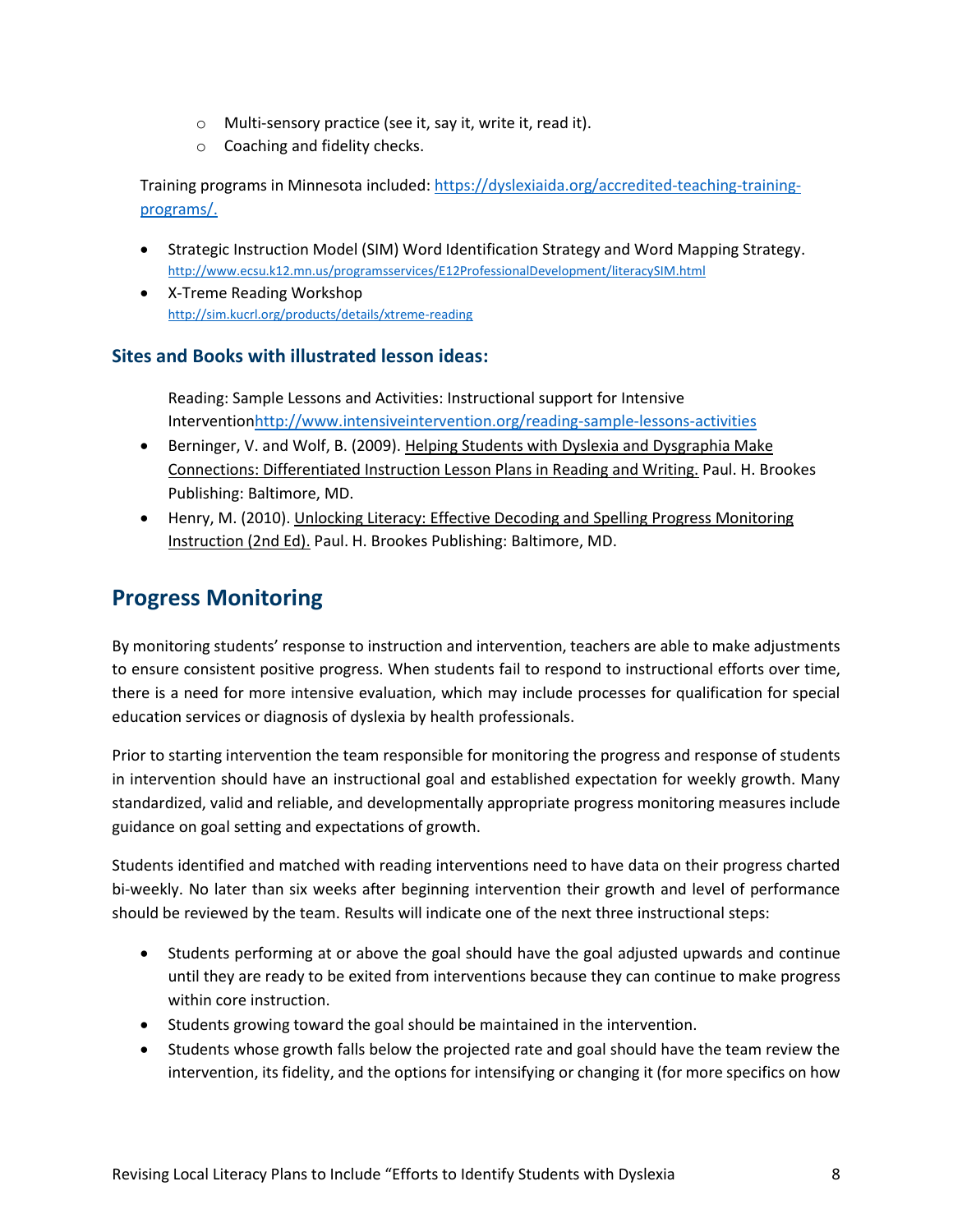- Multi-sensory practice (see it, say it, write it, read it).
  - Coaching and fidelity checks.

Training programs in Minnesota included: [https://dyslexiaida.org/accredited-teaching-training-programs/.](https://dyslexiaida.org/accredited-teaching-training-programs/)

- Strategic Instruction Model (SIM) Word Identification Strategy and Word Mapping Strategy. [http://www.ecsu.k12.mn.us/programsservices/E12ProfessionalDevelopment/literacySIM.html](http://www.ecsu.k12.mn.us/programsservices/E12ProfessionalDevelopment/literacySIM.html)
- X-Treme Reading Workshop [http://sim.kucrl.org/products/details/xtreme-reading](http://sim.kucrl.org/products/details/xtreme-reading)

### Sites and Books with illustrated lesson ideas:

Reading: Sample Lessons and Activities: Instructional support for Intensive Intervention[http://www.intensiveintervention.org/reading-sample-lessons-activities](http://www.intensiveintervention.org/reading-sample-lessons-activities)

- Berninger, V. and Wolf, B. (2009). Helping Students with Dyslexia and Dysgraphia Make Connections: Differentiated Instruction Lesson Plans in Reading and Writing. Paul. H. Brookes Publishing: Baltimore, MD.
- Henry, M. (2010). Unlocking Literacy: Effective Decoding and Spelling Progress Monitoring Instruction (2nd Ed). Paul. H. Brookes Publishing: Baltimore, MD.

## Progress Monitoring

By monitoring students' response to instruction and intervention, teachers are able to make adjustments to ensure consistent positive progress. When students fail to respond to instructional efforts over time, there is a need for more intensive evaluation, which may include processes for qualification for special education services or diagnosis of dyslexia by health professionals.

Prior to starting intervention the team responsible for monitoring the progress and response of students in intervention should have an instructional goal and established expectation for weekly growth. Many standardized, valid and reliable, and developmentally appropriate progress monitoring measures include guidance on goal setting and expectations of growth.

Students identified and matched with reading interventions need to have data on their progress charted bi-weekly. No later than six weeks after beginning intervention their growth and level of performance should be reviewed by the team. Results will indicate one of the next three instructional steps:

- Students performing at or above the goal should have the goal adjusted upwards and continue until they are ready to be exited from interventions because they can continue to make progress within core instruction.
- Students growing toward the goal should be maintained in the intervention.
- Students whose growth falls below the projected rate and goal should have the team review the intervention, its fidelity, and the options for intensifying or changing it (for more specifics on how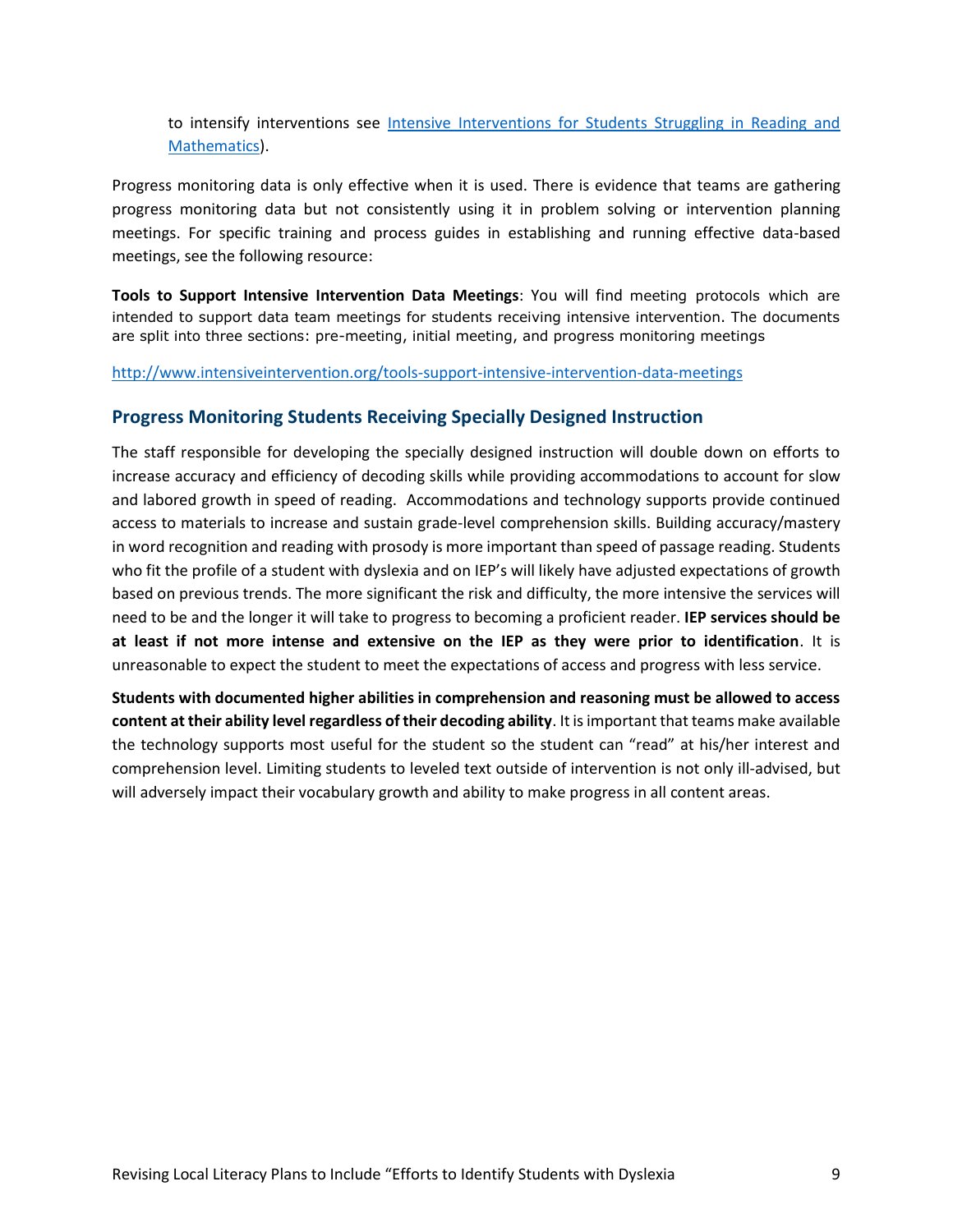to intensify interventions see [Intensive Interventions for Students Struggling in Reading and Mathematics](#)).

Progress monitoring data is only effective when it is used. There is evidence that teams are gathering progress monitoring data but not consistently using it in problem solving or intervention planning meetings. For specific training and process guides in establishing and running effective data-based meetings, see the following resource:

**Tools to Support Intensive Intervention Data Meetings**: You will find meeting protocols which are intended to support data team meetings for students receiving intensive intervention. The documents are split into three sections: pre-meeting, initial meeting, and progress monitoring meetings

http://www.intensiveintervention.org/tools-support-intensive-intervention-data-meetings

## Progress Monitoring Students Receiving Specially Designed Instruction

The staff responsible for developing the specially designed instruction will double down on efforts to increase accuracy and efficiency of decoding skills while providing accommodations to account for slow and labored growth in speed of reading. Accommodations and technology supports provide continued access to materials to increase and sustain grade-level comprehension skills. Building accuracy/mastery in word recognition and reading with prosody is more important than speed of passage reading. Students who fit the profile of a student with dyslexia and on IEP's will likely have adjusted expectations of growth based on previous trends. The more significant the risk and difficulty, the more intensive the services will need to be and the longer it will take to progress to becoming a proficient reader. **IEP services should be at least if not more intense and extensive on the IEP as they were prior to identification**. It is unreasonable to expect the student to meet the expectations of access and progress with less service.

**Students with documented higher abilities in comprehension and reasoning must be allowed to access content at their ability level regardless of their decoding ability**. It is important that teams make available the technology supports most useful for the student so the student can "read" at his/her interest and comprehension level. Limiting students to leveled text outside of intervention is not only ill-advised, but will adversely impact their vocabulary growth and ability to make progress in all content areas.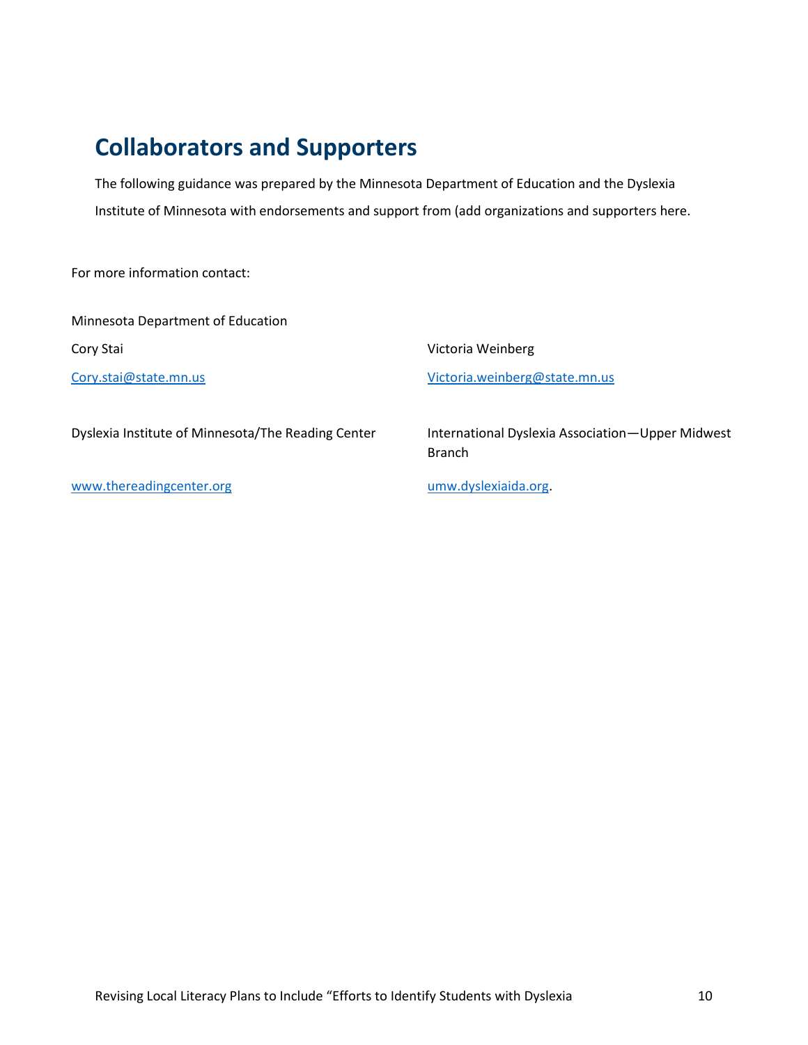## Collaborators and Supporters

The following guidance was prepared by the Minnesota Department of Education and the Dyslexia Institute of Minnesota with endorsements and support from (add organizations and supporters here.

For more information contact:

Minnesota Department of Education

Cory Stai

[Cory.stai@state.mn.us](mailto:Cory.stai@state.mn.us)

Victoria Weinberg

[Victoria.weinberg@state.mn.us](mailto:Victoria.weinberg@state.mn.us)

Dyslexia Institute of Minnesota/The Reading Center

[www.thereadingcenter.org](http://www.thereadingcenter.org)

International Dyslexia Association—Upper Midwest Branch

[umw.dyslexiaida.org](http://umw.dyslexiaida.org).